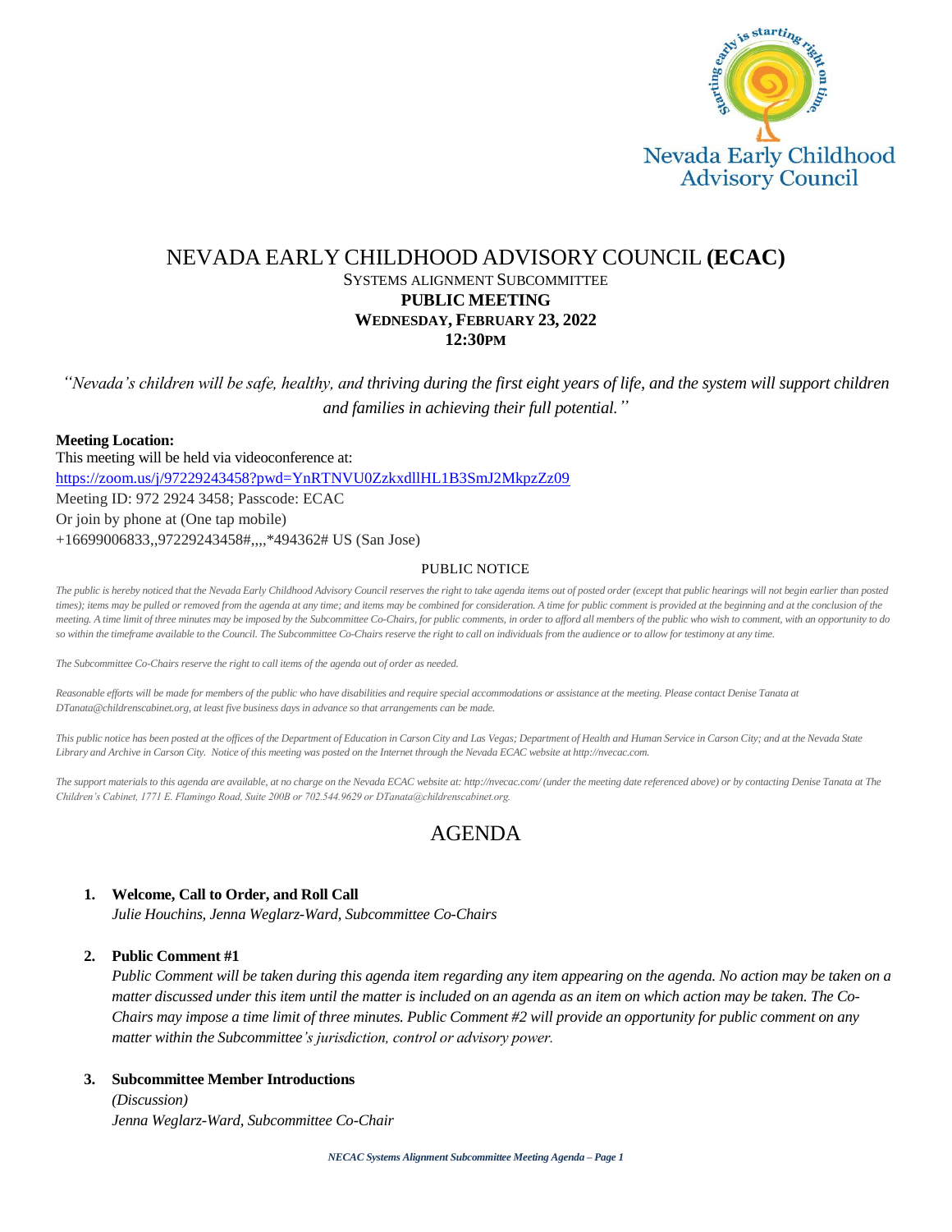Nevada Early Childhood Advisory Council

# NEVADA EARLY CHILDHOOD ADVISORY COUNCIL **(ECAC)**

SYSTEMS ALIGNMENT SUBCOMMITTEE

**PUBLIC MEETING**

**WEDNESDAY, FEBRUARY 23, 2022**

**12:30PM**

*"Nevada's children will be safe, healthy, and thriving during the first eight years of life, and the system will support children and families in achieving their full potential."*

**Meeting Location:**

This meeting will be held via videoconference at:
https://zoom.us/j/97229243458?pwd=YnRTNVU0ZzkxdllHL1B3SmJ2MkpzZz09
Meeting ID: 972 2924 3458; Passcode: ECAC
Or join by phone at (One tap mobile)
+16699006833,,97229243458#,,,,*494362# US (San Jose)

PUBLIC NOTICE

*The public is hereby noticed that the Nevada Early Childhood Advisory Council reserves the right to take agenda items out of posted order (except that public hearings will not begin earlier than posted times); items may be pulled or removed from the agenda at any time; and items may be combined for consideration. A time for public comment is provided at the beginning and at the conclusion of the meeting. A time limit of three minutes may be imposed by the Subcommittee Co-Chairs, for public comments, in order to afford all members of the public who wish to comment, with an opportunity to do so within the timeframe available to the Council. The Subcommittee Co-Chairs reserve the right to call on individuals from the audience or to allow for testimony at any time.*

*The Subcommittee Co-Chairs reserve the right to call items of the agenda out of order as needed.*

*Reasonable efforts will be made for members of the public who have disabilities and require special accommodations or assistance at the meeting. Please contact Denise Tanata at DTanata@childrenscabinet.org, at least five business days in advance so that arrangements can be made.*

*This public notice has been posted at the offices of the Department of Education in Carson City and Las Vegas; Department of Health and Human Service in Carson City; and at the Nevada State Library and Archive in Carson City. Notice of this meeting was posted on the Internet through the Nevada ECAC website at http://nvecac.com.*

*The support materials to this agenda are available, at no charge on the Nevada ECAC website at: http://nvecac.com/ (under the meeting date referenced above) or by contacting Denise Tanata at The Children's Cabinet, 1771 E. Flamingo Road, Suite 200B or 702.544.9629 or DTanata@childrenscabinet.org.*

## AGENDA

1. **Welcome, Call to Order, and Roll Call**
   *Julie Houchins, Jenna Weglarz-Ward, Subcommittee Co-Chairs*

2. **Public Comment #1**
   *Public Comment will be taken during this agenda item regarding any item appearing on the agenda. No action may be taken on a matter discussed under this item until the matter is included on an agenda as an item on which action may be taken. The Co-Chairs may impose a time limit of three minutes. Public Comment #2 will provide an opportunity for public comment on any matter within the Subcommittee's jurisdiction, control or advisory power.*

3. **Subcommittee Member Introductions**
   *(Discussion)*
   *Jenna Weglarz-Ward, Subcommittee Co-Chair*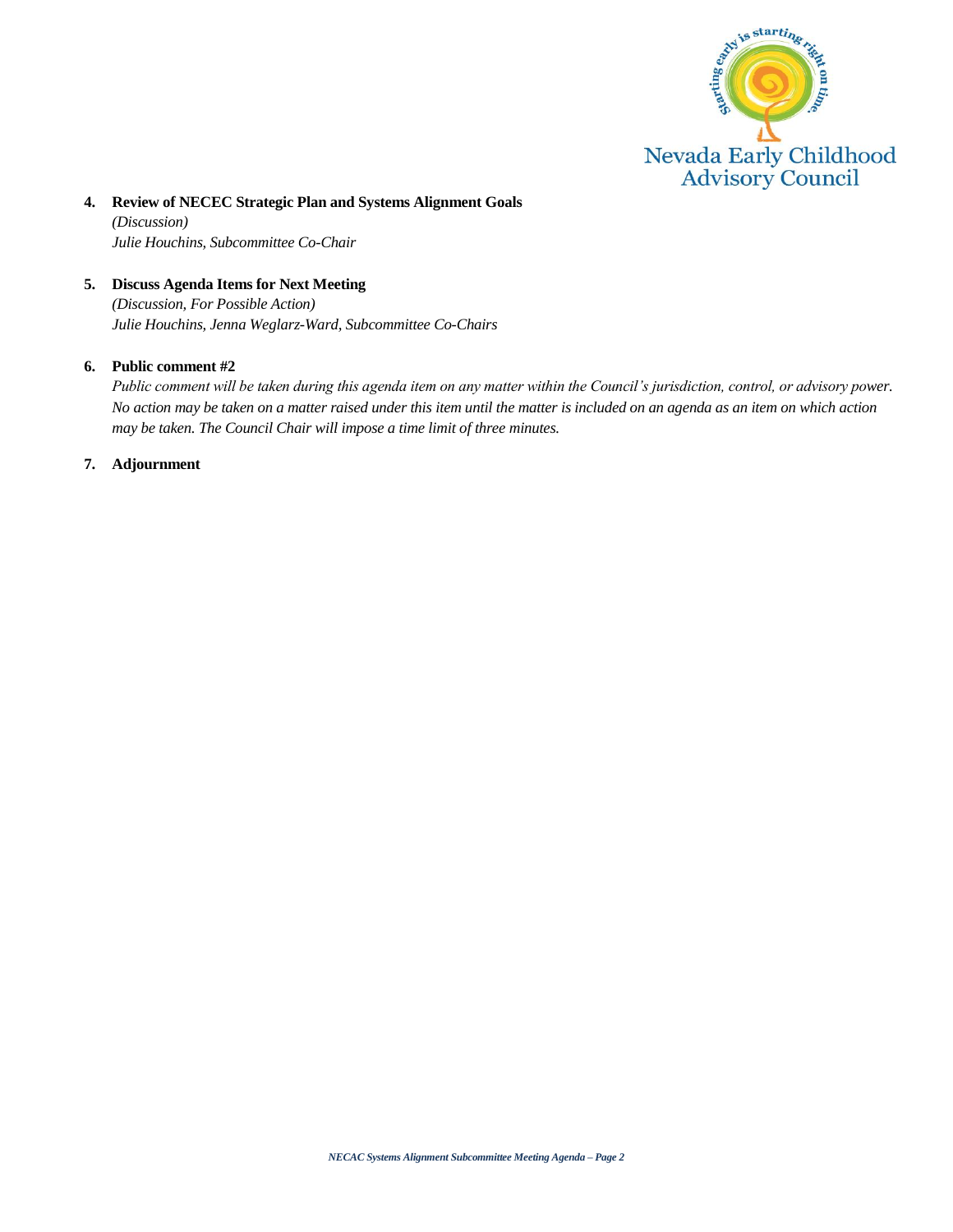4. **Review of NECEC Strategic Plan and Systems Alignment Goals**
   *(Discussion)*
   *Julie Houchins, Subcommittee Co-Chair*

5. **Discuss Agenda Items for Next Meeting**
   *(Discussion, For Possible Action)*
   *Julie Houchins, Jenna Weglarz-Ward, Subcommittee Co-Chairs*

6. **Public comment #2**
   *Public comment will be taken during this agenda item on any matter within the Council's jurisdiction, control, or advisory power. No action may be taken on a matter raised under this item until the matter is included on an agenda as an item on which action may be taken. The Council Chair will impose a time limit of three minutes.*

7. **Adjournment**